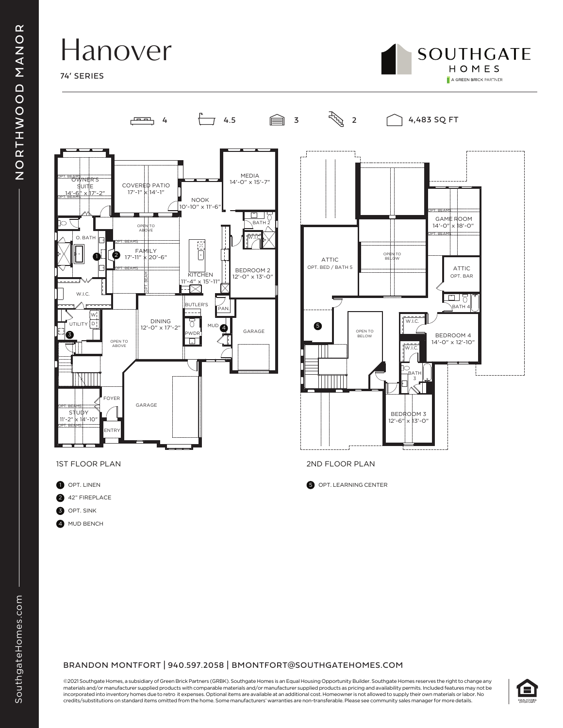# Hanover

74' SERIES

SOUTHGATE HOMES
A GREEN BRICK PARTNER

NORTHWOOD MANOR

4 | 4.5 | 3 | 2 | 4,483 SQ FT

## 1ST FLOOR PLAN

- OWNER'S SUITE 14'-6" x 17'-2"
- COVERED PATIO 17'-1" x 14'-1"
- MEDIA 14'-0" x 15'-7"
- NOOK 10'-10" x 11'-6"
- FAMILY 17'-11" x 20'-6"
- KITCHEN 11'-4" x 15'-11"
- BEDROOM 2 12'-0" x 13'-0"
- DINING 12'-0" x 17'-2"
- STUDY 11'-2" x 14'-10"
- O. BATH
- W.I.C.
- UTILITY
- BATH 2
- BUTLER'S
- PAN.
- PWDR
- MUD
- GARAGE
- FOYER
- ENTRY
- OPEN TO ABOVE
- OPT. BEAMS

1. OPT. LINEN
2. 42" FIREPLACE
3. OPT. SINK
4. MUD BENCH

## 2ND FLOOR PLAN

- GAME ROOM 14'-0" x 18'-0"
- ATTIC OPT. BED / BATH 5
- ATTIC OPT. BAR
- BATH 4
- BEDROOM 4 14'-0" x 12'-10"
- BATH 3
- BEDROOM 3 12'-6" x 13'-0"
- W.I.C.
- OPEN TO BELOW
- OPT. BEAMS

5. OPT. LEARNING CENTER

BRANDON MONTFORT | 940.597.2058 | BMONTFORT@SOUTHGATEHOMES.COM

©2021 Southgate Homes, a subsidiary of Green Brick Partners (GRBK). Southgate Homes is an Equal Housing Opportunity Builder. Southgate Homes reserves the right to change any materials and/or manufacturer supplied products with comparable materials and/or manufacturer supplied products as pricing and availability permits. Included features may not be incorporated into inventory homes due to retro it expenses. Optional items are available at an additional cost. Homeowner is not allowed to supply their own materials or labor. No credits/substitutions on standard items omitted from the home. Some manufacturers' warranties are non-transferable. Please see community sales manager for more details.

SouthgateHomes.com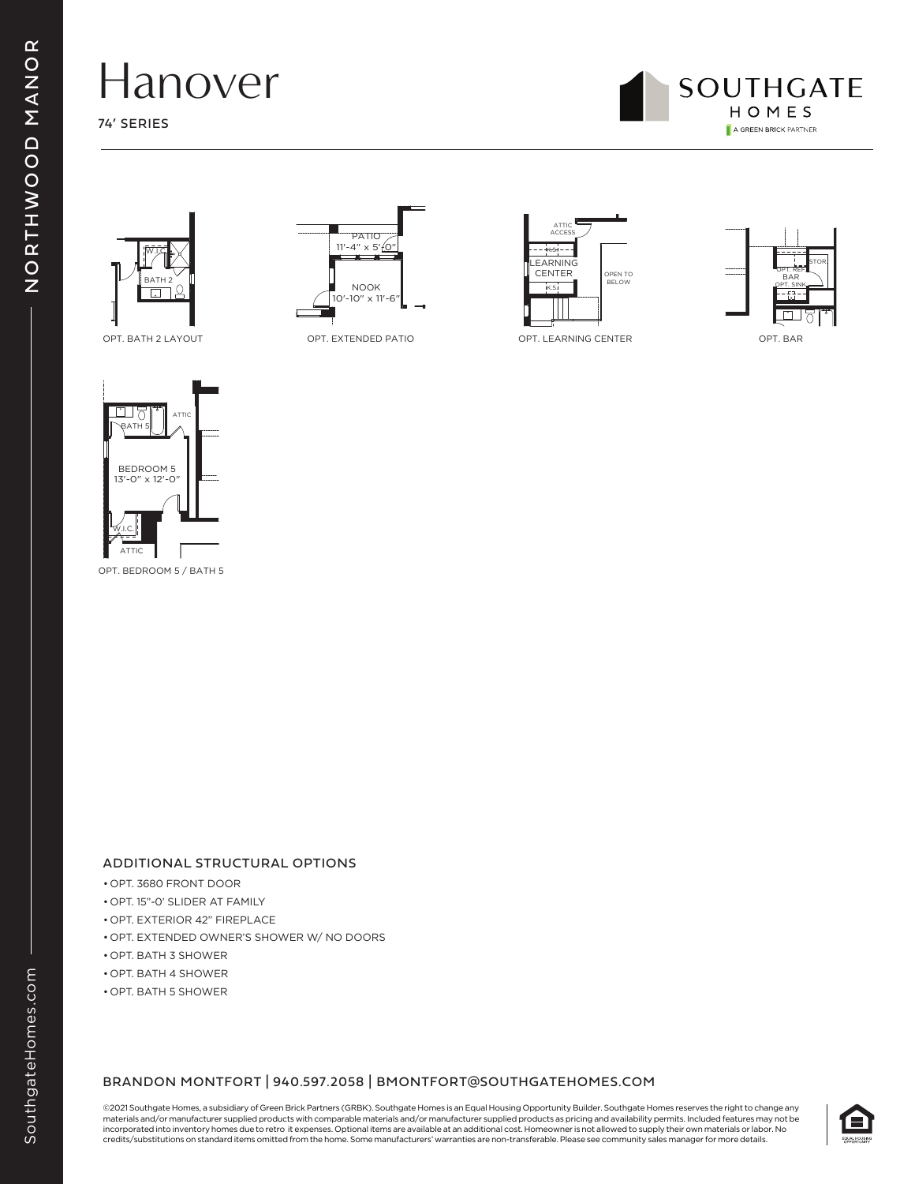# Hanover

74' SERIES

OPT. BATH 2 LAYOUT

OPT. EXTENDED PATIO

OPT. LEARNING CENTER

OPT. BAR

OPT. BEDROOM 5 / BATH 5

## ADDITIONAL STRUCTURAL OPTIONS

- OPT. 3680 FRONT DOOR
- OPT. 15"-0' SLIDER AT FAMILY
- OPT. EXTERIOR 42" FIREPLACE
- OPT. EXTENDED OWNER'S SHOWER W/ NO DOORS
- OPT. BATH 3 SHOWER
- OPT. BATH 4 SHOWER
- OPT. BATH 5 SHOWER

BRANDON MONTFORT | 940.597.2058 | BMONTFORT@SOUTHGATEHOMES.COM

©2021 Southgate Homes, a subsidiary of Green Brick Partners (GRBK). Southgate Homes is an Equal Housing Opportunity Builder. Southgate Homes reserves the right to change any materials and/or manufacturer supplied products with comparable materials and/or manufacturer supplied products as pricing and availability permits. Included features may not be incorporated into inventory homes due to retro it expenses. Optional items are available at an additional cost. Homeowner is not allowed to supply their own materials or labor. No credits/substitutions on standard items omitted from the home. Some manufacturers' warranties are non-transferable. Please see community sales manager for more details.